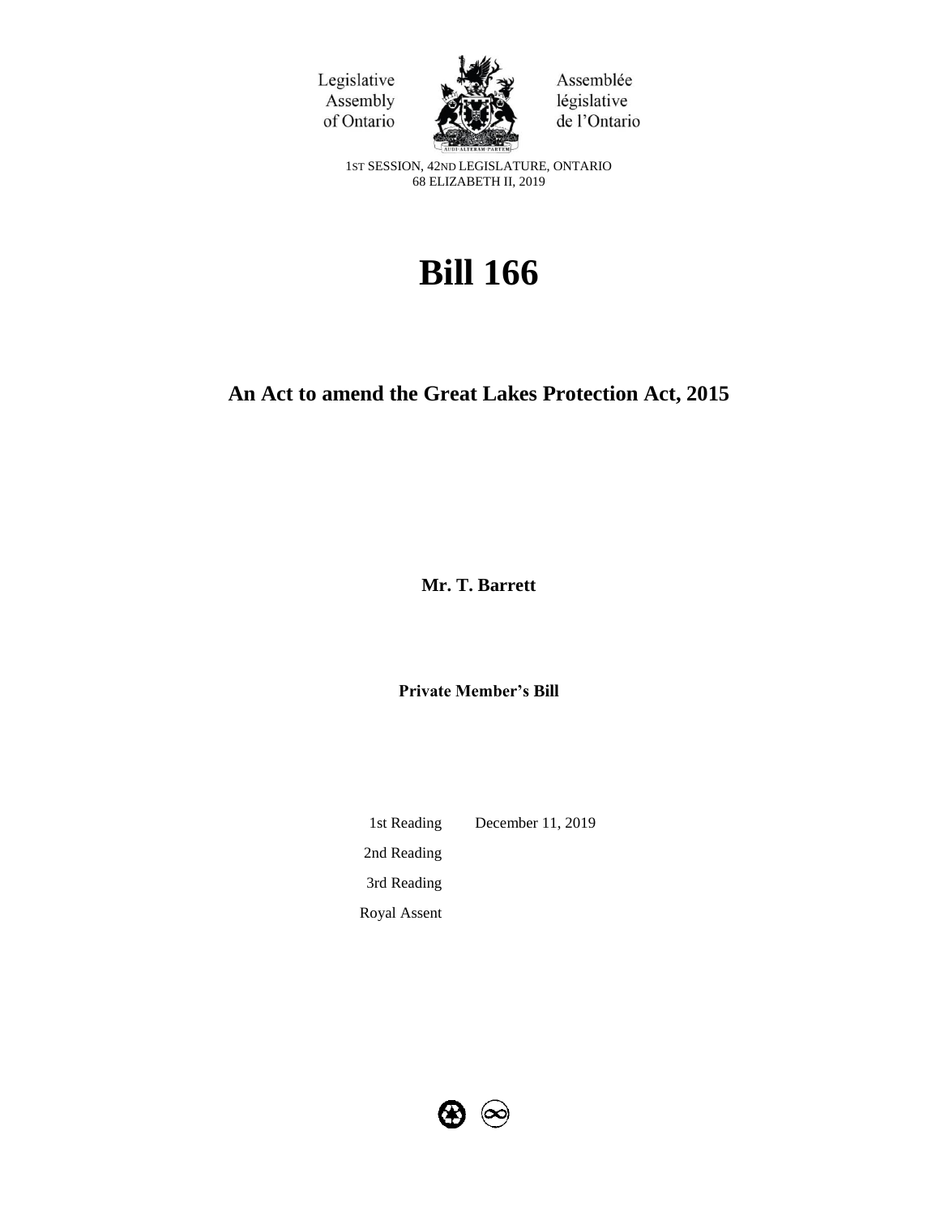Legislative Assembly of Ontario

Assemblée législative de l'Ontario

1ST SESSION, 42ND LEGISLATURE, ONTARIO
68 ELIZABETH II, 2019

# Bill 166

## An Act to amend the Great Lakes Protection Act, 2015

**Mr. T. Barrett**

**Private Member's Bill**

| | |
|---|---|
| 1st Reading | December 11, 2019 |
| 2nd Reading | |
| 3rd Reading | |
| Royal Assent | |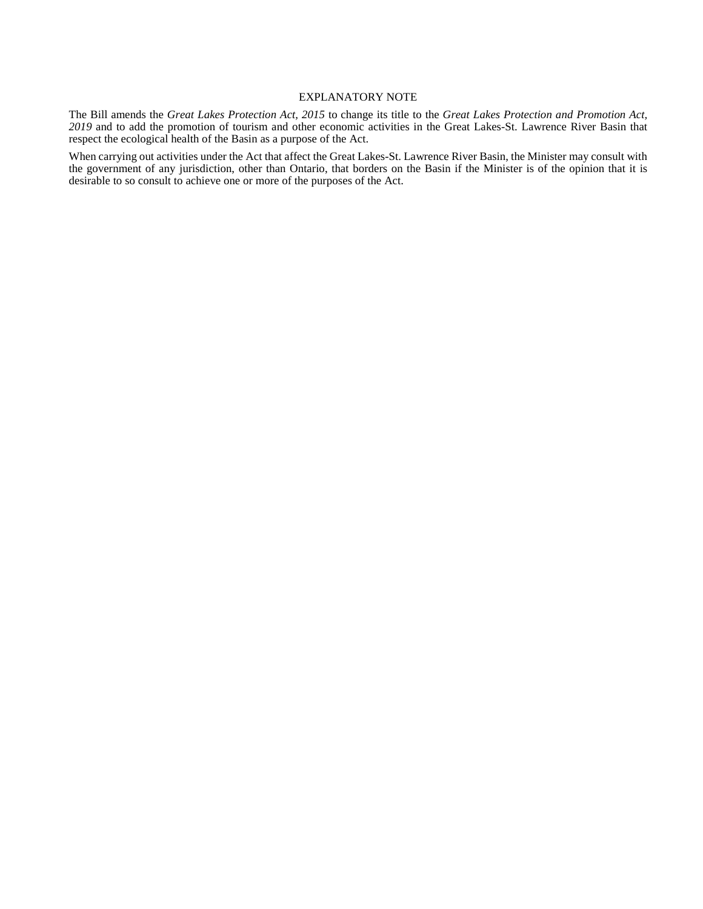## EXPLANATORY NOTE

The Bill amends the *Great Lakes Protection Act, 2015* to change its title to the *Great Lakes Protection and Promotion Act, 2019* and to add the promotion of tourism and other economic activities in the Great Lakes-St. Lawrence River Basin that respect the ecological health of the Basin as a purpose of the Act.

When carrying out activities under the Act that affect the Great Lakes-St. Lawrence River Basin, the Minister may consult with the government of any jurisdiction, other than Ontario, that borders on the Basin if the Minister is of the opinion that it is desirable to so consult to achieve one or more of the purposes of the Act.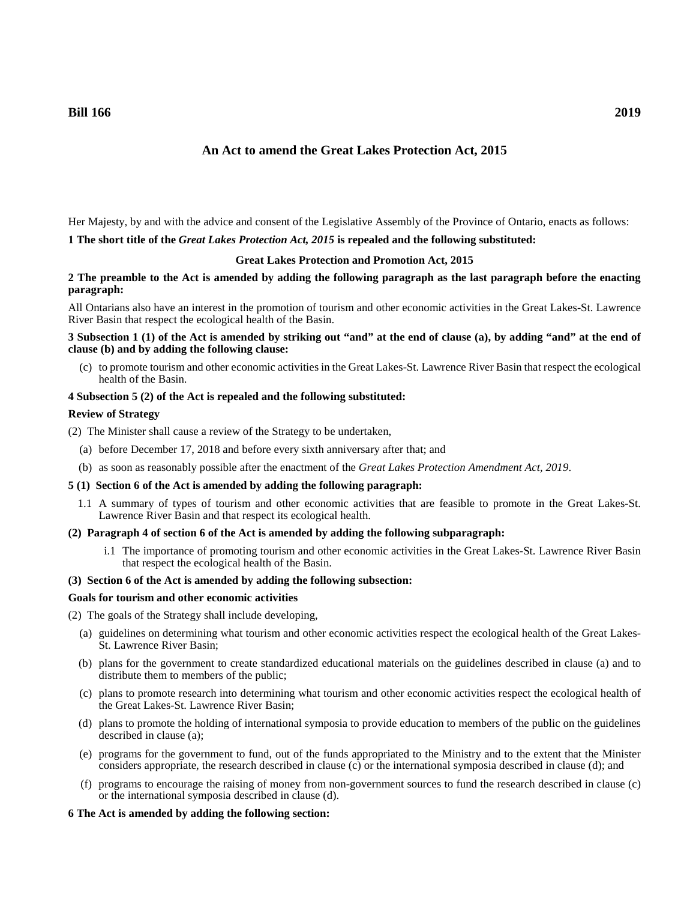**Bill 166** **2019**

## An Act to amend the Great Lakes Protection Act, 2015

Her Majesty, by and with the advice and consent of the Legislative Assembly of the Province of Ontario, enacts as follows:

**1 The short title of the *Great Lakes Protection Act, 2015* is repealed and the following substituted:**

**Great Lakes Protection and Promotion Act, 2015**

**2 The preamble to the Act is amended by adding the following paragraph as the last paragraph before the enacting paragraph:**

All Ontarians also have an interest in the promotion of tourism and other economic activities in the Great Lakes-St. Lawrence River Basin that respect the ecological health of the Basin.

**3 Subsection 1 (1) of the Act is amended by striking out "and" at the end of clause (a), by adding "and" at the end of clause (b) and by adding the following clause:**

(c) to promote tourism and other economic activities in the Great Lakes-St. Lawrence River Basin that respect the ecological health of the Basin.

**4 Subsection 5 (2) of the Act is repealed and the following substituted:**

**Review of Strategy**

(2) The Minister shall cause a review of the Strategy to be undertaken,

(a) before December 17, 2018 and before every sixth anniversary after that; and

(b) as soon as reasonably possible after the enactment of the *Great Lakes Protection Amendment Act, 2019*.

**5 (1) Section 6 of the Act is amended by adding the following paragraph:**

1.1 A summary of types of tourism and other economic activities that are feasible to promote in the Great Lakes-St. Lawrence River Basin and that respect its ecological health.

**(2) Paragraph 4 of section 6 of the Act is amended by adding the following subparagraph:**

i.1 The importance of promoting tourism and other economic activities in the Great Lakes-St. Lawrence River Basin that respect the ecological health of the Basin.

**(3) Section 6 of the Act is amended by adding the following subsection:**

**Goals for tourism and other economic activities**

(2) The goals of the Strategy shall include developing,

(a) guidelines on determining what tourism and other economic activities respect the ecological health of the Great Lakes-St. Lawrence River Basin;

(b) plans for the government to create standardized educational materials on the guidelines described in clause (a) and to distribute them to members of the public;

(c) plans to promote research into determining what tourism and other economic activities respect the ecological health of the Great Lakes-St. Lawrence River Basin;

(d) plans to promote the holding of international symposia to provide education to members of the public on the guidelines described in clause (a);

(e) programs for the government to fund, out of the funds appropriated to the Ministry and to the extent that the Minister considers appropriate, the research described in clause (c) or the international symposia described in clause (d); and

(f) programs to encourage the raising of money from non-government sources to fund the research described in clause (c) or the international symposia described in clause (d).

**6 The Act is amended by adding the following section:**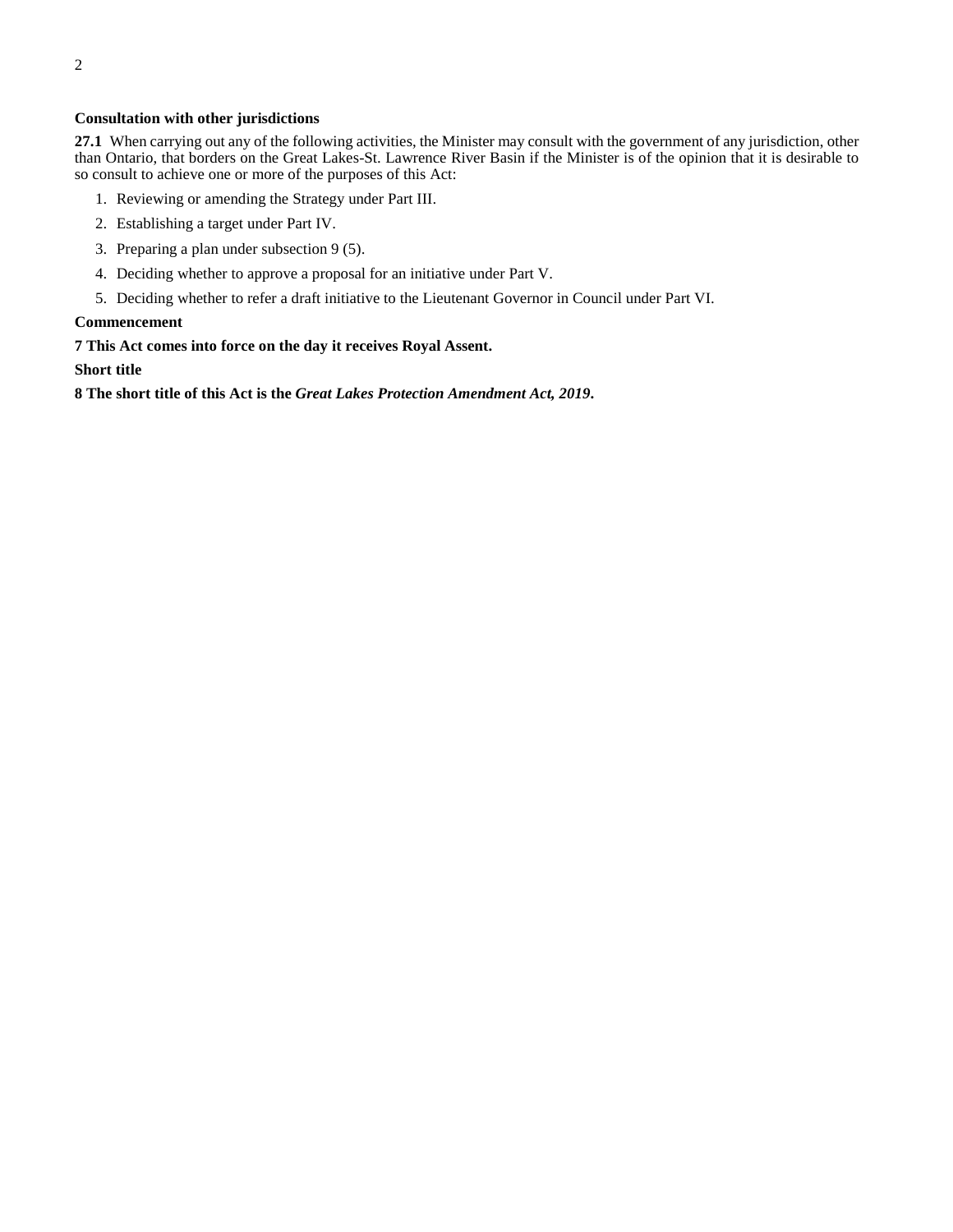**Consultation with other jurisdictions**

**27.1** When carrying out any of the following activities, the Minister may consult with the government of any jurisdiction, other than Ontario, that borders on the Great Lakes-St. Lawrence River Basin if the Minister is of the opinion that it is desirable to so consult to achieve one or more of the purposes of this Act:

1. Reviewing or amending the Strategy under Part III.
2. Establishing a target under Part IV.
3. Preparing a plan under subsection 9 (5).
4. Deciding whether to approve a proposal for an initiative under Part V.
5. Deciding whether to refer a draft initiative to the Lieutenant Governor in Council under Part VI.

**Commencement**

**7 This Act comes into force on the day it receives Royal Assent.**

**Short title**

**8 The short title of this Act is the *Great Lakes Protection Amendment Act, 2019*.**